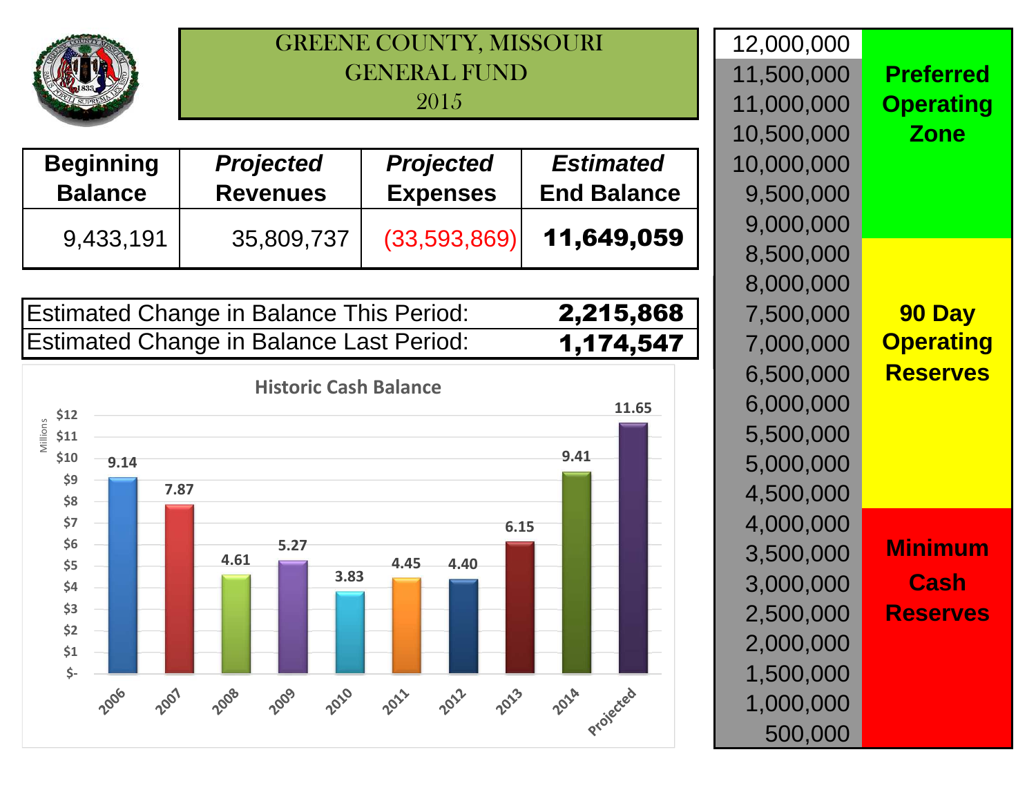# GREENE COUNTY, MISSOURI
## GENERAL FUND
## 2015

| Beginning Balance | *Projected* Revenues | *Projected* Expenses | *Estimated* End Balance |
|---|---|---|---|
| 9,433,191 | 35,809,737 | (33,593,869) | **11,649,059** |

| | |
|---|---|
| Estimated Change in Balance This Period: | **2,215,868** |
| Estimated Change in Balance Last Period: | **1,174,547** |

### Historic Cash Balance

(Millions)

| Year | Balance |
|---|---|
| 2006 | 9.14 |
| 2007 | 7.87 |
| 2008 | 4.61 |
| 2009 | 5.27 |
| 2010 | 3.83 |
| 2011 | 4.45 |
| 2012 | 4.40 |
| 2013 | 6.15 |
| 2014 | 9.41 |
| Projected | 11.65 |

| Balance | Zone |
|---|---|
| 12,000,000 | |
| 11,500,000 – 9,000,000 | **Preferred Operating Zone** |
| 8,500,000 – 4,500,000 | **90 Day Operating Reserves** |
| 4,000,000 – 500,000 | **Minimum Cash Reserves** |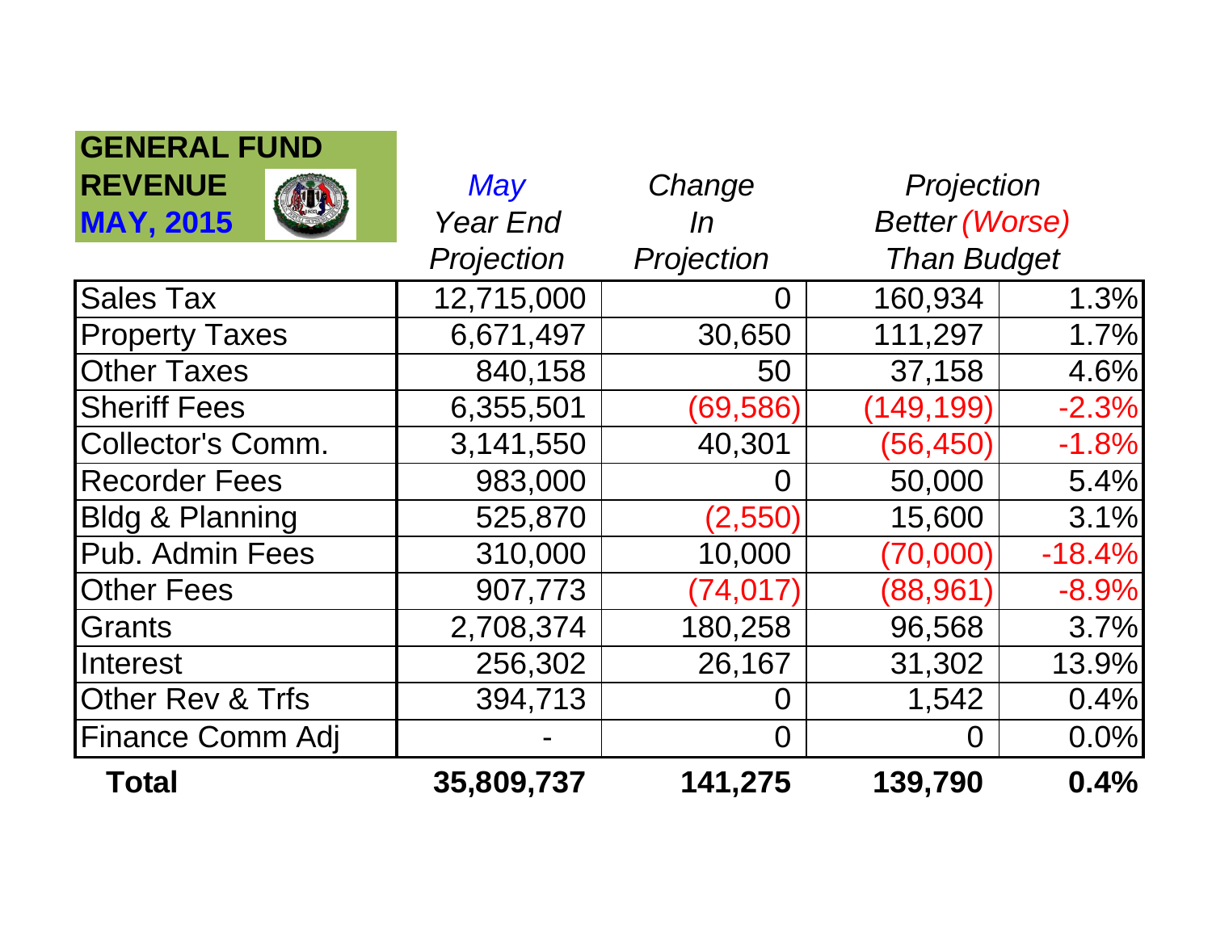**GENERAL FUND REVENUE**
**MAY, 2015**

| | *May Year End Projection* | *Change In Projection* | *Projection Better (Worse) Than Budget* | |
|---|---|---|---|---|
| Sales Tax | 12,715,000 | 0 | 160,934 | 1.3% |
| Property Taxes | 6,671,497 | 30,650 | 111,297 | 1.7% |
| Other Taxes | 840,158 | 50 | 37,158 | 4.6% |
| Sheriff Fees | 6,355,501 | (69,586) | (149,199) | -2.3% |
| Collector's Comm. | 3,141,550 | 40,301 | (56,450) | -1.8% |
| Recorder Fees | 983,000 | 0 | 50,000 | 5.4% |
| Bldg & Planning | 525,870 | (2,550) | 15,600 | 3.1% |
| Pub. Admin Fees | 310,000 | 10,000 | (70,000) | -18.4% |
| Other Fees | 907,773 | (74,017) | (88,961) | -8.9% |
| Grants | 2,708,374 | 180,258 | 96,568 | 3.7% |
| Interest | 256,302 | 26,167 | 31,302 | 13.9% |
| Other Rev & Trfs | 394,713 | 0 | 1,542 | 0.4% |
| Finance Comm Adj | - | 0 | 0 | 0.0% |
| **Total** | **35,809,737** | **141,275** | **139,790** | **0.4%** |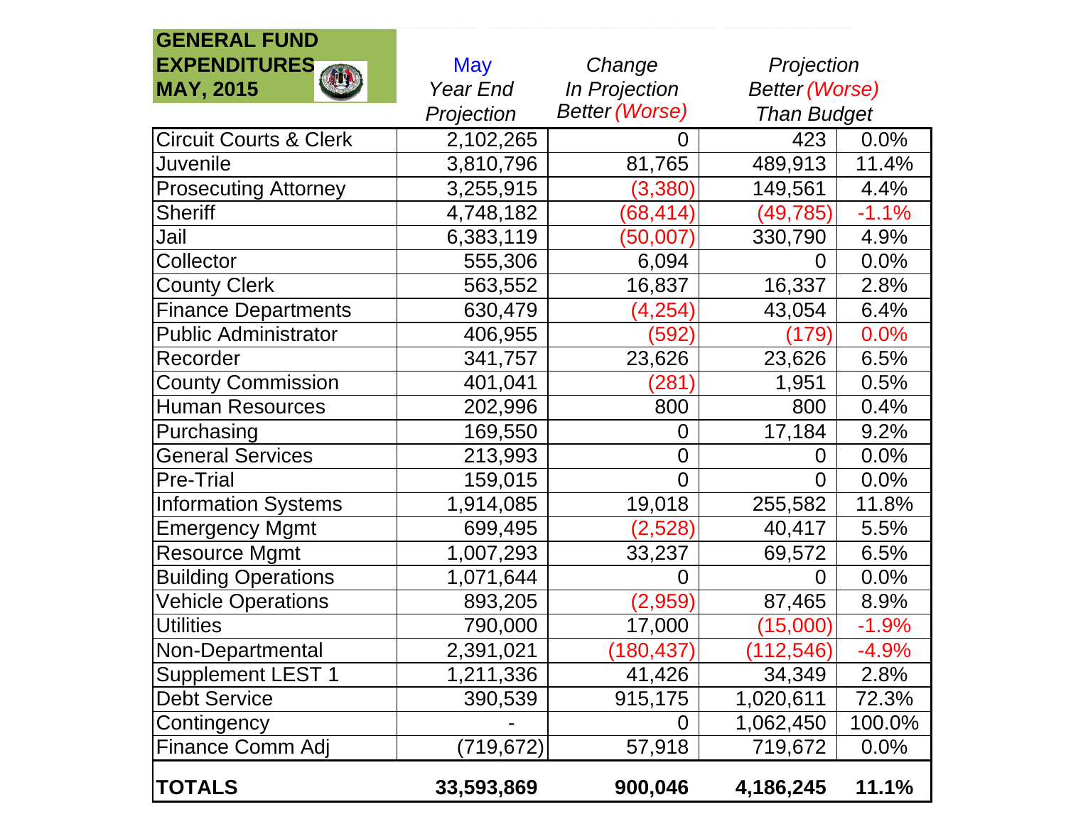| GENERAL FUND EXPENDITURES MAY, 2015 | May Year End Projection | Change In Projection Better (Worse) | Projection Better (Worse) Than Budget | |
|---|---|---|---|---|
| Circuit Courts & Clerk | 2,102,265 | 0 | 423 | 0.0% |
| Juvenile | 3,810,796 | 81,765 | 489,913 | 11.4% |
| Prosecuting Attorney | 3,255,915 | (3,380) | 149,561 | 4.4% |
| Sheriff | 4,748,182 | (68,414) | (49,785) | -1.1% |
| Jail | 6,383,119 | (50,007) | 330,790 | 4.9% |
| Collector | 555,306 | 6,094 | 0 | 0.0% |
| County Clerk | 563,552 | 16,837 | 16,337 | 2.8% |
| Finance Departments | 630,479 | (4,254) | 43,054 | 6.4% |
| Public Administrator | 406,955 | (592) | (179) | 0.0% |
| Recorder | 341,757 | 23,626 | 23,626 | 6.5% |
| County Commission | 401,041 | (281) | 1,951 | 0.5% |
| Human Resources | 202,996 | 800 | 800 | 0.4% |
| Purchasing | 169,550 | 0 | 17,184 | 9.2% |
| General Services | 213,993 | 0 | 0 | 0.0% |
| Pre-Trial | 159,015 | 0 | 0 | 0.0% |
| Information Systems | 1,914,085 | 19,018 | 255,582 | 11.8% |
| Emergency Mgmt | 699,495 | (2,528) | 40,417 | 5.5% |
| Resource Mgmt | 1,007,293 | 33,237 | 69,572 | 6.5% |
| Building Operations | 1,071,644 | 0 | 0 | 0.0% |
| Vehicle Operations | 893,205 | (2,959) | 87,465 | 8.9% |
| Utilities | 790,000 | 17,000 | (15,000) | -1.9% |
| Non-Departmental | 2,391,021 | (180,437) | (112,546) | -4.9% |
| Supplement LEST 1 | 1,211,336 | 41,426 | 34,349 | 2.8% |
| Debt Service | 390,539 | 915,175 | 1,020,611 | 72.3% |
| Contingency | - | 0 | 1,062,450 | 100.0% |
| Finance Comm Adj | (719,672) | 57,918 | 719,672 | 0.0% |
| **TOTALS** | **33,593,869** | **900,046** | **4,186,245** | **11.1%** |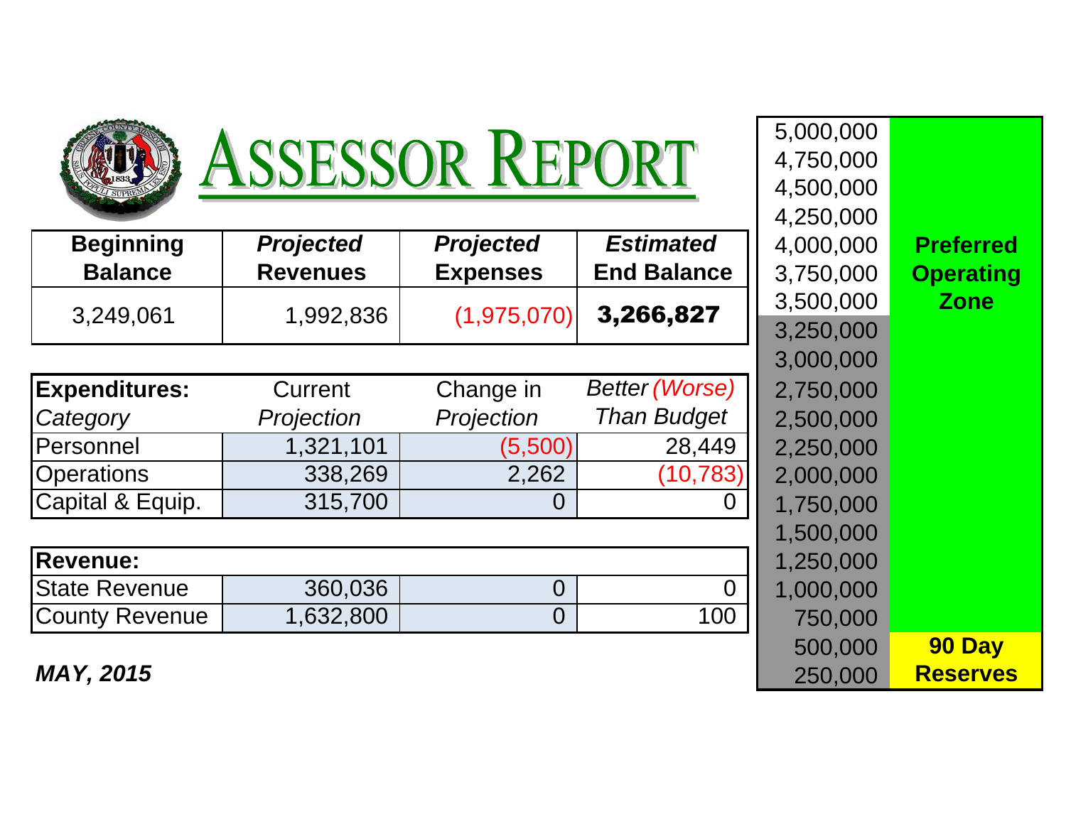# ASSESSOR REPORT

| Beginning Balance | *Projected* Revenues | *Projected* Expenses | *Estimated* End Balance |
|---|---|---|---|
| 3,249,061 | 1,992,836 | (1,975,070) | **3,266,827** |

| **Expenditures:** *Category* | Current *Projection* | Change in *Projection* | *Better (Worse) Than Budget* |
|---|---|---|---|
| Personnel | 1,321,101 | (5,500) | 28,449 |
| Operations | 338,269 | 2,262 | (10,783) |
| Capital & Equip. | 315,700 | 0 | 0 |

| **Revenue:** | | | |
|---|---|---|---|
| State Revenue | 360,036 | 0 | 0 |
| County Revenue | 1,632,800 | 0 | 100 |

***MAY, 2015***

| Scale | Zone |
|---|---|
| 5,000,000 | |
| 4,750,000 | |
| 4,500,000 | |
| 4,250,000 | |
| 4,000,000 | **Preferred Operating Zone** |
| 3,750,000 | |
| 3,500,000 | |
| 3,250,000 | |
| 3,000,000 | |
| 2,750,000 | |
| 2,500,000 | |
| 2,250,000 | |
| 2,000,000 | |
| 1,750,000 | |
| 1,500,000 | |
| 1,250,000 | |
| 1,000,000 | |
| 750,000 | |
| 500,000 | **90 Day Reserves** |
| 250,000 | |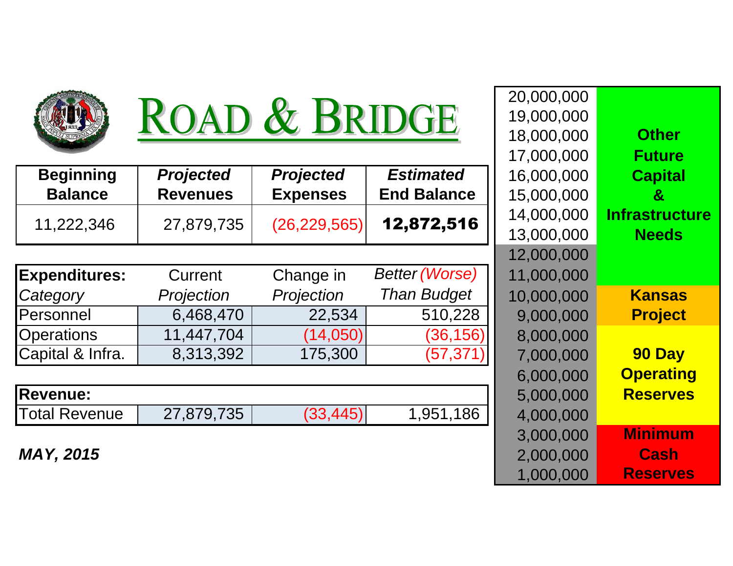# ROAD & BRIDGE

| Beginning Balance | *Projected* Revenues | *Projected* Expenses | *Estimated* End Balance |
| --- | --- | --- | --- |
| 11,222,346 | 27,879,735 | (26,229,565) | **12,872,516** |

| **Expenditures:** *Category* | Current *Projection* | Change in *Projection* | *Better (Worse) Than Budget* |
| --- | --- | --- | --- |
| Personnel | 6,468,470 | 22,534 | 510,228 |
| Operations | 11,447,704 | (14,050) | (36,156) |
| Capital & Infra. | 8,313,392 | 175,300 | (57,371) |

| **Revenue:** | | | |
| --- | --- | --- | --- |
| Total Revenue | 27,879,735 | (33,445) | 1,951,186 |

***MAY, 2015***

20,000,000
19,000,000
18,000,000
17,000,000
16,000,000
15,000,000
14,000,000
13,000,000
12,000,000
11,000,000
10,000,000
9,000,000
8,000,000
7,000,000
6,000,000
5,000,000
4,000,000
3,000,000
2,000,000
1,000,000

**Other Future Capital & Infrastructure Needs**

**Kansas Project**

**90 Day Operating Reserves**

**Minimum Cash Reserves**